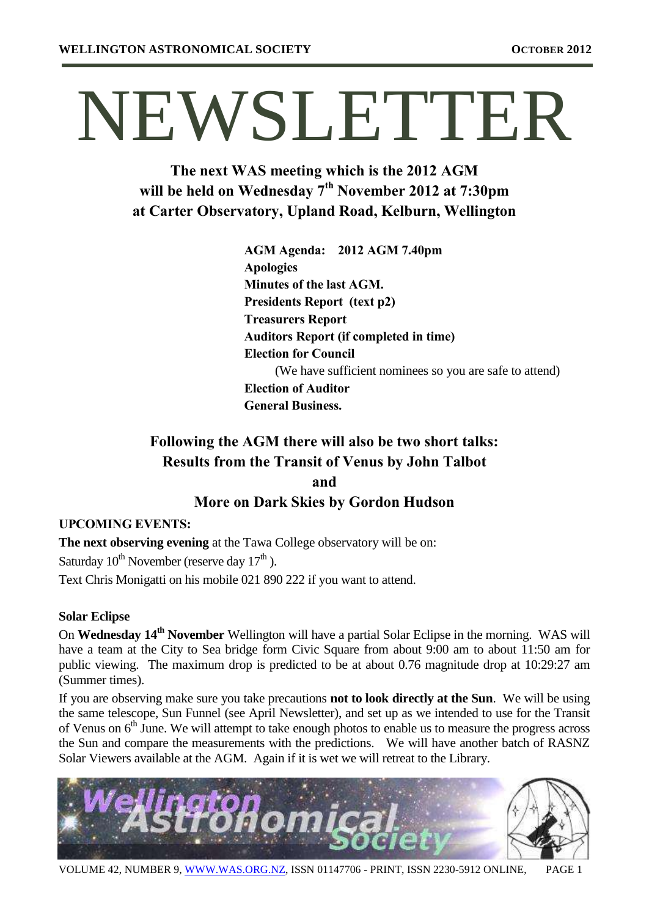# NEWSLETTER

**The next WAS meeting which is the 2012 AGM will be held on Wednesday 7th November 2012 at 7:30pm at Carter Observatory, Upland Road, Kelburn, Wellington**

**AGM Agenda: 2012 AGM 7.40pm**
**Apologies**
**Minutes of the last AGM.**
**Presidents Report (text p2)**
**Treasurers Report**
**Auditors Report (if completed in time)**
**Election for Council**
(We have sufficient nominees so you are safe to attend)
**Election of Auditor**
**General Business.**

**Following the AGM there will also be two short talks:**
**Results from the Transit of Venus by John Talbot**
**and**
**More on Dark Skies by Gordon Hudson**

**UPCOMING EVENTS:**

**The next observing evening** at the Tawa College observatory will be on:

Saturday 10th November (reserve day 17th ).

Text Chris Monigatti on his mobile 021 890 222 if you want to attend.

**Solar Eclipse**

On **Wednesday 14th November** Wellington will have a partial Solar Eclipse in the morning. WAS will have a team at the City to Sea bridge form Civic Square from about 9:00 am to about 11:50 am for public viewing. The maximum drop is predicted to be at about 0.76 magnitude drop at 10:29:27 am (Summer times).

If you are observing make sure you take precautions **not to look directly at the Sun**. We will be using the same telescope, Sun Funnel (see April Newsletter), and set up as we intended to use for the Transit of Venus on 6th June. We will attempt to take enough photos to enable us to measure the progress across the Sun and compare the measurements with the predictions. We will have another batch of RASNZ Solar Viewers available at the AGM. Again if it is wet we will retreat to the Library.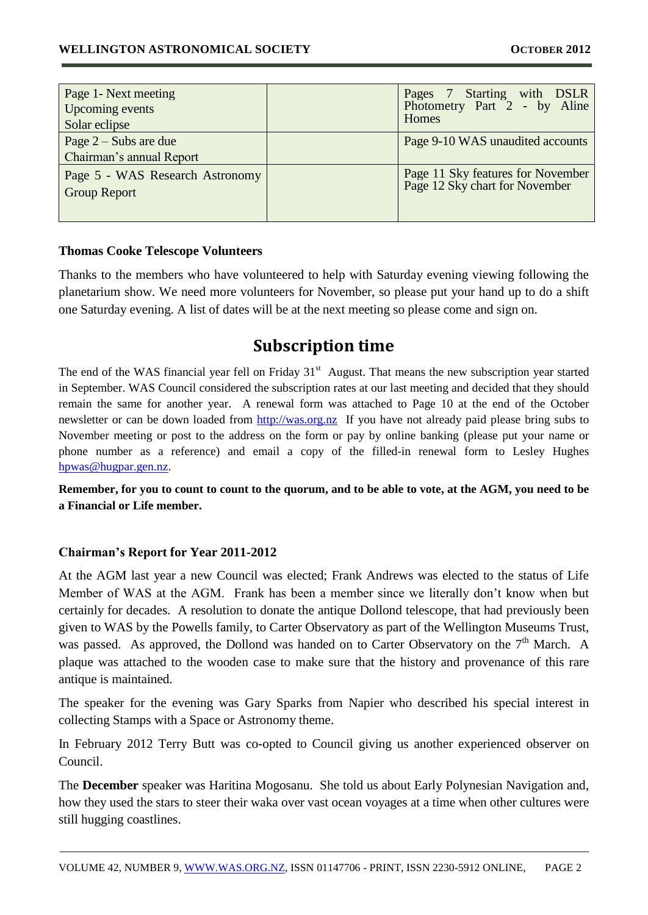| Page 1- Next meeting<br>Upcoming events<br>Solar eclipse | | Pages 7 Starting with DSLR Photometry Part 2 - by Aline Homes |
|---|---|---|
| Page 2 – Subs are due<br>Chairman's annual Report | | Page 9-10 WAS unaudited accounts |
| Page 5 - WAS Research Astronomy Group Report | | Page 11 Sky features for November<br>Page 12 Sky chart for November |

**Thomas Cooke Telescope Volunteers**

Thanks to the members who have volunteered to help with Saturday evening viewing following the planetarium show. We need more volunteers for November, so please put your hand up to do a shift one Saturday evening. A list of dates will be at the next meeting so please come and sign on.

## Subscription time

The end of the WAS financial year fell on Friday 31st August. That means the new subscription year started in September. WAS Council considered the subscription rates at our last meeting and decided that they should remain the same for another year. A renewal form was attached to Page 10 at the end of the October newsletter or can be down loaded from http://was.org.nz If you have not already paid please bring subs to November meeting or post to the address on the form or pay by online banking (please put your name or phone number as a reference) and email a copy of the filled-in renewal form to Lesley Hughes hpwas@hugpar.gen.nz.

**Remember, for you to count to count to the quorum, and to be able to vote, at the AGM, you need to be a Financial or Life member.**

**Chairman's Report for Year 2011-2012**

At the AGM last year a new Council was elected; Frank Andrews was elected to the status of Life Member of WAS at the AGM. Frank has been a member since we literally don't know when but certainly for decades. A resolution to donate the antique Dollond telescope, that had previously been given to WAS by the Powells family, to Carter Observatory as part of the Wellington Museums Trust, was passed. As approved, the Dollond was handed on to Carter Observatory on the 7th March. A plaque was attached to the wooden case to make sure that the history and provenance of this rare antique is maintained.

The speaker for the evening was Gary Sparks from Napier who described his special interest in collecting Stamps with a Space or Astronomy theme.

In February 2012 Terry Butt was co-opted to Council giving us another experienced observer on Council.

The **December** speaker was Haritina Mogosanu. She told us about Early Polynesian Navigation and, how they used the stars to steer their waka over vast ocean voyages at a time when other cultures were still hugging coastlines.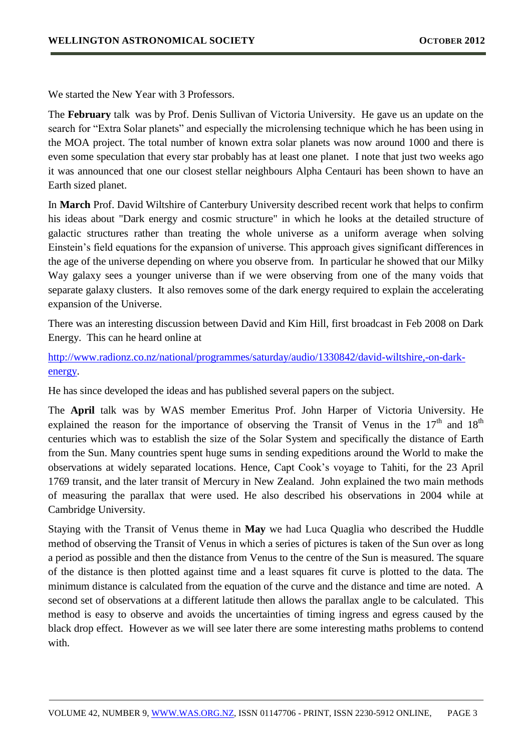We started the New Year with 3 Professors.

The **February** talk was by Prof. Denis Sullivan of Victoria University. He gave us an update on the search for "Extra Solar planets" and especially the microlensing technique which he has been using in the MOA project. The total number of known extra solar planets was now around 1000 and there is even some speculation that every star probably has at least one planet. I note that just two weeks ago it was announced that one our closest stellar neighbours Alpha Centauri has been shown to have an Earth sized planet.

In **March** Prof. David Wiltshire of Canterbury University described recent work that helps to confirm his ideas about "Dark energy and cosmic structure" in which he looks at the detailed structure of galactic structures rather than treating the whole universe as a uniform average when solving Einstein's field equations for the expansion of universe. This approach gives significant differences in the age of the universe depending on where you observe from. In particular he showed that our Milky Way galaxy sees a younger universe than if we were observing from one of the many voids that separate galaxy clusters. It also removes some of the dark energy required to explain the accelerating expansion of the Universe.

There was an interesting discussion between David and Kim Hill, first broadcast in Feb 2008 on Dark Energy. This can he heard online at

http://www.radionz.co.nz/national/programmes/saturday/audio/1330842/david-wiltshire,-on-dark-energy.

He has since developed the ideas and has published several papers on the subject.

The **April** talk was by WAS member Emeritus Prof. John Harper of Victoria University. He explained the reason for the importance of observing the Transit of Venus in the 17th and 18th centuries which was to establish the size of the Solar System and specifically the distance of Earth from the Sun. Many countries spent huge sums in sending expeditions around the World to make the observations at widely separated locations. Hence, Capt Cook's voyage to Tahiti, for the 23 April 1769 transit, and the later transit of Mercury in New Zealand. John explained the two main methods of measuring the parallax that were used. He also described his observations in 2004 while at Cambridge University.

Staying with the Transit of Venus theme in **May** we had Luca Quaglia who described the Huddle method of observing the Transit of Venus in which a series of pictures is taken of the Sun over as long a period as possible and then the distance from Venus to the centre of the Sun is measured. The square of the distance is then plotted against time and a least squares fit curve is plotted to the data. The minimum distance is calculated from the equation of the curve and the distance and time are noted. A second set of observations at a different latitude then allows the parallax angle to be calculated. This method is easy to observe and avoids the uncertainties of timing ingress and egress caused by the black drop effect. However as we will see later there are some interesting maths problems to contend with.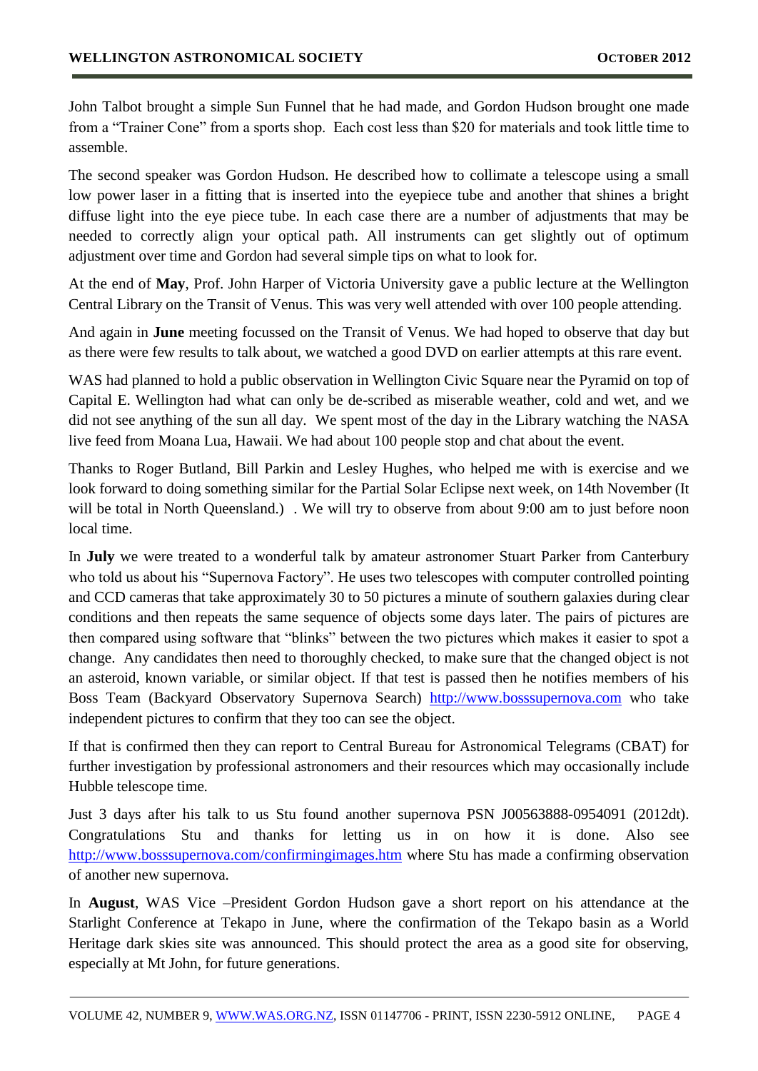John Talbot brought a simple Sun Funnel that he had made, and Gordon Hudson brought one made from a "Trainer Cone" from a sports shop. Each cost less than $20 for materials and took little time to assemble.

The second speaker was Gordon Hudson. He described how to collimate a telescope using a small low power laser in a fitting that is inserted into the eyepiece tube and another that shines a bright diffuse light into the eye piece tube. In each case there are a number of adjustments that may be needed to correctly align your optical path. All instruments can get slightly out of optimum adjustment over time and Gordon had several simple tips on what to look for.

At the end of **May**, Prof. John Harper of Victoria University gave a public lecture at the Wellington Central Library on the Transit of Venus. This was very well attended with over 100 people attending.

And again in **June** meeting focussed on the Transit of Venus. We had hoped to observe that day but as there were few results to talk about, we watched a good DVD on earlier attempts at this rare event.

WAS had planned to hold a public observation in Wellington Civic Square near the Pyramid on top of Capital E. Wellington had what can only be de-scribed as miserable weather, cold and wet, and we did not see anything of the sun all day. We spent most of the day in the Library watching the NASA live feed from Moana Lua, Hawaii. We had about 100 people stop and chat about the event.

Thanks to Roger Butland, Bill Parkin and Lesley Hughes, who helped me with is exercise and we look forward to doing something similar for the Partial Solar Eclipse next week, on 14th November (It will be total in North Queensland.) . We will try to observe from about 9:00 am to just before noon local time.

In **July** we were treated to a wonderful talk by amateur astronomer Stuart Parker from Canterbury who told us about his "Supernova Factory". He uses two telescopes with computer controlled pointing and CCD cameras that take approximately 30 to 50 pictures a minute of southern galaxies during clear conditions and then repeats the same sequence of objects some days later. The pairs of pictures are then compared using software that "blinks" between the two pictures which makes it easier to spot a change. Any candidates then need to thoroughly checked, to make sure that the changed object is not an asteroid, known variable, or similar object. If that test is passed then he notifies members of his Boss Team (Backyard Observatory Supernova Search) http://www.bosssupernova.com who take independent pictures to confirm that they too can see the object.

If that is confirmed then they can report to Central Bureau for Astronomical Telegrams (CBAT) for further investigation by professional astronomers and their resources which may occasionally include Hubble telescope time.

Just 3 days after his talk to us Stu found another supernova PSN J00563888-0954091 (2012dt). Congratulations Stu and thanks for letting us in on how it is done. Also see http://www.bosssupernova.com/confirmingimages.htm where Stu has made a confirming observation of another new supernova.

In **August**, WAS Vice –President Gordon Hudson gave a short report on his attendance at the Starlight Conference at Tekapo in June, where the confirmation of the Tekapo basin as a World Heritage dark skies site was announced. This should protect the area as a good site for observing, especially at Mt John, for future generations.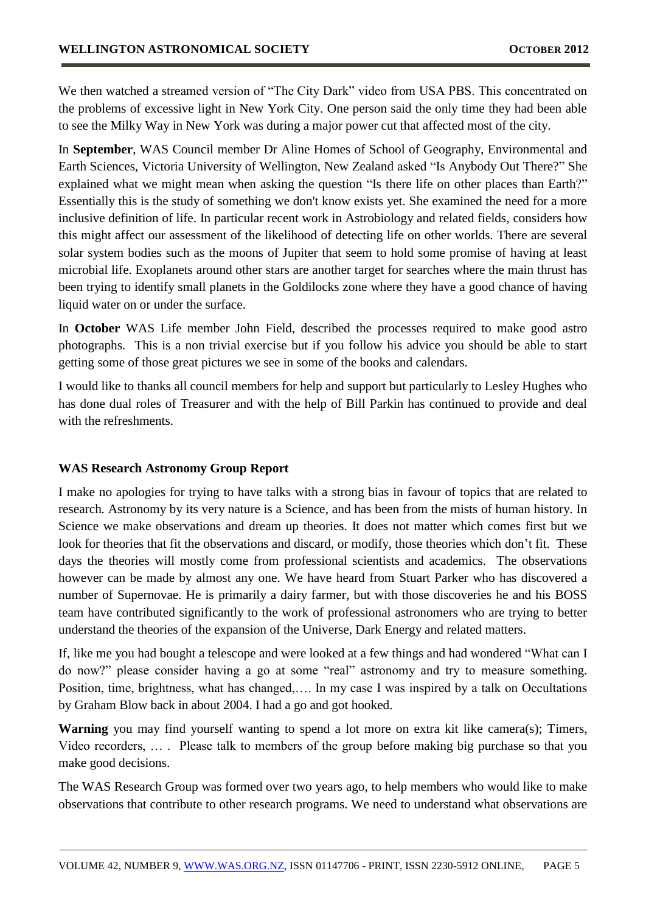We then watched a streamed version of "The City Dark" video from USA PBS. This concentrated on the problems of excessive light in New York City. One person said the only time they had been able to see the Milky Way in New York was during a major power cut that affected most of the city.

In **September**, WAS Council member Dr Aline Homes of School of Geography, Environmental and Earth Sciences, Victoria University of Wellington, New Zealand asked "Is Anybody Out There?" She explained what we might mean when asking the question "Is there life on other places than Earth?" Essentially this is the study of something we don't know exists yet. She examined the need for a more inclusive definition of life. In particular recent work in Astrobiology and related fields, considers how this might affect our assessment of the likelihood of detecting life on other worlds. There are several solar system bodies such as the moons of Jupiter that seem to hold some promise of having at least microbial life. Exoplanets around other stars are another target for searches where the main thrust has been trying to identify small planets in the Goldilocks zone where they have a good chance of having liquid water on or under the surface.

In **October** WAS Life member John Field, described the processes required to make good astro photographs. This is a non trivial exercise but if you follow his advice you should be able to start getting some of those great pictures we see in some of the books and calendars.

I would like to thanks all council members for help and support but particularly to Lesley Hughes who has done dual roles of Treasurer and with the help of Bill Parkin has continued to provide and deal with the refreshments.

### WAS Research Astronomy Group Report

I make no apologies for trying to have talks with a strong bias in favour of topics that are related to research. Astronomy by its very nature is a Science, and has been from the mists of human history. In Science we make observations and dream up theories. It does not matter which comes first but we look for theories that fit the observations and discard, or modify, those theories which don't fit. These days the theories will mostly come from professional scientists and academics. The observations however can be made by almost any one. We have heard from Stuart Parker who has discovered a number of Supernovae. He is primarily a dairy farmer, but with those discoveries he and his BOSS team have contributed significantly to the work of professional astronomers who are trying to better understand the theories of the expansion of the Universe, Dark Energy and related matters.

If, like me you had bought a telescope and were looked at a few things and had wondered "What can I do now?" please consider having a go at some "real" astronomy and try to measure something. Position, time, brightness, what has changed,…. In my case I was inspired by a talk on Occultations by Graham Blow back in about 2004. I had a go and got hooked.

**Warning** you may find yourself wanting to spend a lot more on extra kit like camera(s); Timers, Video recorders, … . Please talk to members of the group before making big purchase so that you make good decisions.

The WAS Research Group was formed over two years ago, to help members who would like to make observations that contribute to other research programs. We need to understand what observations are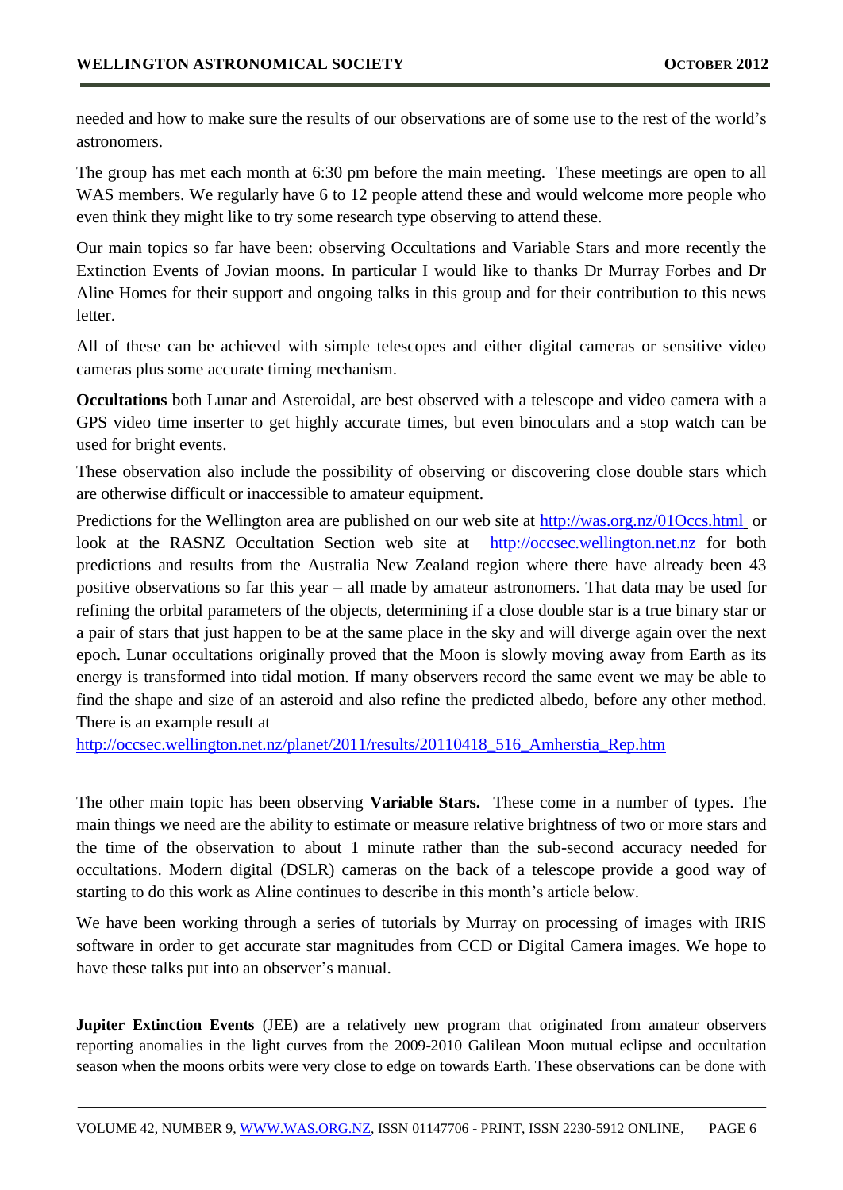needed and how to make sure the results of our observations are of some use to the rest of the world's astronomers.

The group has met each month at 6:30 pm before the main meeting. These meetings are open to all WAS members. We regularly have 6 to 12 people attend these and would welcome more people who even think they might like to try some research type observing to attend these.

Our main topics so far have been: observing Occultations and Variable Stars and more recently the Extinction Events of Jovian moons. In particular I would like to thanks Dr Murray Forbes and Dr Aline Homes for their support and ongoing talks in this group and for their contribution to this news letter.

All of these can be achieved with simple telescopes and either digital cameras or sensitive video cameras plus some accurate timing mechanism.

**Occultations** both Lunar and Asteroidal, are best observed with a telescope and video camera with a GPS video time inserter to get highly accurate times, but even binoculars and a stop watch can be used for bright events.

These observation also include the possibility of observing or discovering close double stars which are otherwise difficult or inaccessible to amateur equipment.

Predictions for the Wellington area are published on our web site at http://was.org.nz/01Occs.html or look at the RASNZ Occultation Section web site at http://occsec.wellington.net.nz for both predictions and results from the Australia New Zealand region where there have already been 43 positive observations so far this year – all made by amateur astronomers. That data may be used for refining the orbital parameters of the objects, determining if a close double star is a true binary star or a pair of stars that just happen to be at the same place in the sky and will diverge again over the next epoch. Lunar occultations originally proved that the Moon is slowly moving away from Earth as its energy is transformed into tidal motion. If many observers record the same event we may be able to find the shape and size of an asteroid and also refine the predicted albedo, before any other method. There is an example result at

http://occsec.wellington.net.nz/planet/2011/results/20110418_516_Amherstia_Rep.htm

The other main topic has been observing **Variable Stars.** These come in a number of types. The main things we need are the ability to estimate or measure relative brightness of two or more stars and the time of the observation to about 1 minute rather than the sub-second accuracy needed for occultations. Modern digital (DSLR) cameras on the back of a telescope provide a good way of starting to do this work as Aline continues to describe in this month's article below.

We have been working through a series of tutorials by Murray on processing of images with IRIS software in order to get accurate star magnitudes from CCD or Digital Camera images. We hope to have these talks put into an observer's manual.

**Jupiter Extinction Events** (JEE) are a relatively new program that originated from amateur observers reporting anomalies in the light curves from the 2009-2010 Galilean Moon mutual eclipse and occultation season when the moons orbits were very close to edge on towards Earth. These observations can be done with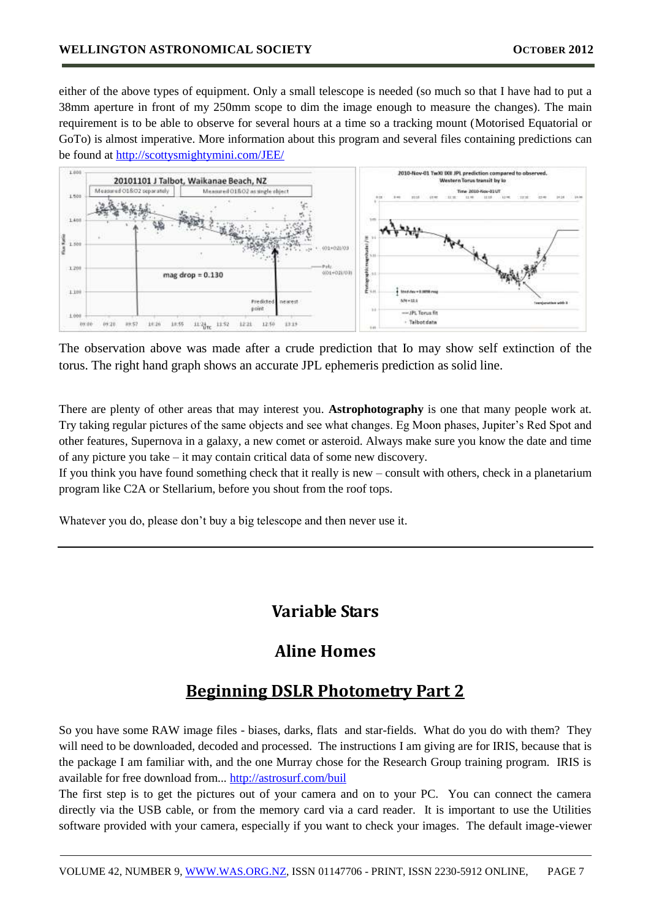either of the above types of equipment. Only a small telescope is needed (so much so that I have had to put a 38mm aperture in front of my 250mm scope to dim the image enough to measure the changes). The main requirement is to be able to observe for several hours at a time so a tracking mount (Motorised Equatorial or GoTo) is almost imperative. More information about this program and several files containing predictions can be found at http://scottysmightymini.com/JEE/

The observation above was made after a crude prediction that Io may show self extinction of the torus. The right hand graph shows an accurate JPL ephemeris prediction as solid line.

There are plenty of other areas that may interest you. **Astrophotography** is one that many people work at. Try taking regular pictures of the same objects and see what changes. Eg Moon phases, Jupiter's Red Spot and other features, Supernova in a galaxy, a new comet or asteroid. Always make sure you know the date and time of any picture you take – it may contain critical data of some new discovery.

If you think you have found something check that it really is new – consult with others, check in a planetarium program like C2A or Stellarium, before you shout from the roof tops.

Whatever you do, please don't buy a big telescope and then never use it.

---

## Variable Stars

## Aline Homes

## Beginning DSLR Photometry Part 2

So you have some RAW image files - biases, darks, flats and star-fields. What do you do with them? They will need to be downloaded, decoded and processed. The instructions I am giving are for IRIS, because that is the package I am familiar with, and the one Murray chose for the Research Group training program. IRIS is available for free download from... http://astrosurf.com/buil

The first step is to get the pictures out of your camera and on to your PC. You can connect the camera directly via the USB cable, or from the memory card via a card reader. It is important to use the Utilities software provided with your camera, especially if you want to check your images. The default image-viewer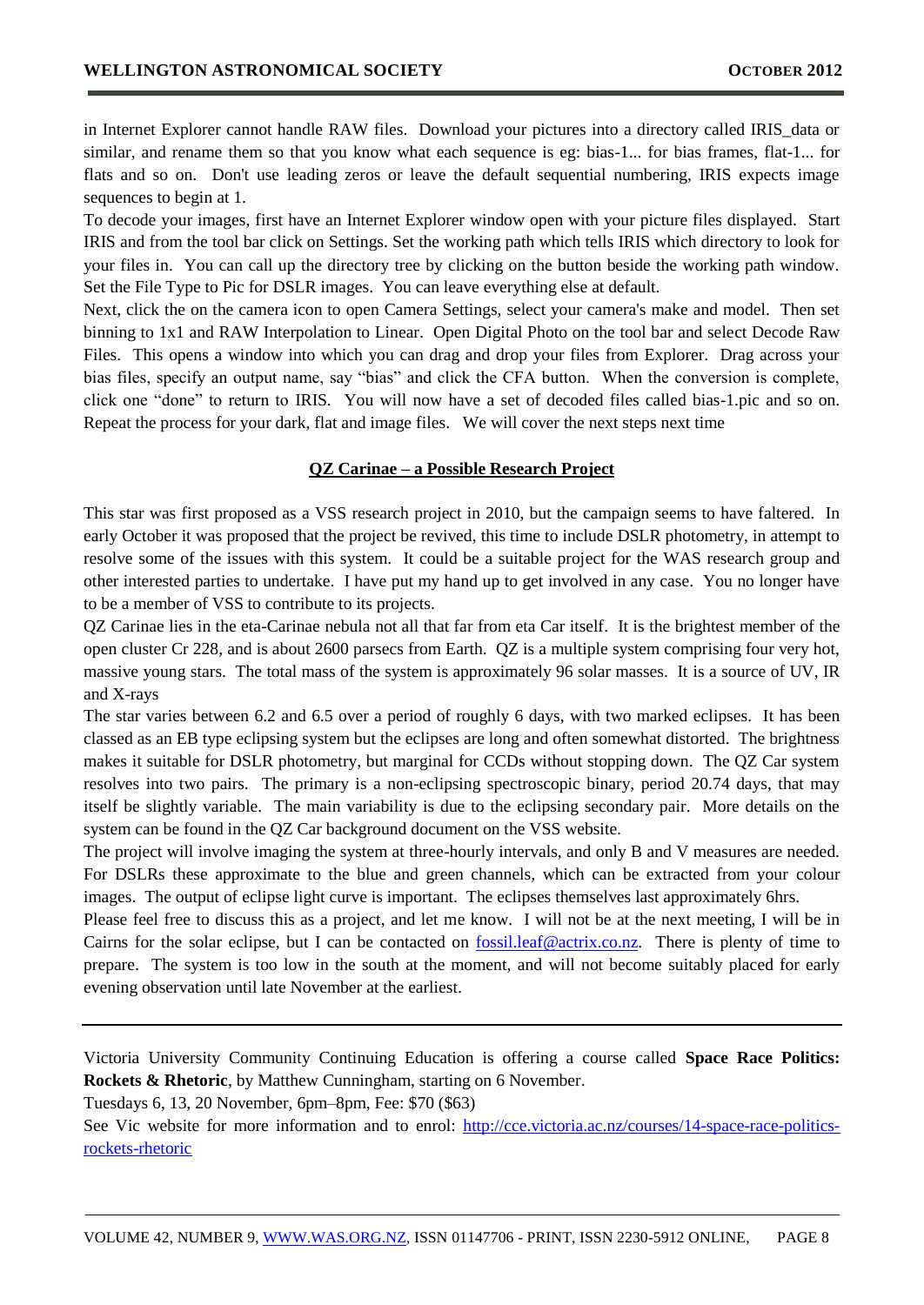in Internet Explorer cannot handle RAW files. Download your pictures into a directory called IRIS_data or similar, and rename them so that you know what each sequence is eg: bias-1... for bias frames, flat-1... for flats and so on. Don't use leading zeros or leave the default sequential numbering, IRIS expects image sequences to begin at 1.

To decode your images, first have an Internet Explorer window open with your picture files displayed. Start IRIS and from the tool bar click on Settings. Set the working path which tells IRIS which directory to look for your files in. You can call up the directory tree by clicking on the button beside the working path window. Set the File Type to Pic for DSLR images. You can leave everything else at default.

Next, click the on the camera icon to open Camera Settings, select your camera's make and model. Then set binning to 1x1 and RAW Interpolation to Linear. Open Digital Photo on the tool bar and select Decode Raw Files. This opens a window into which you can drag and drop your files from Explorer. Drag across your bias files, specify an output name, say "bias" and click the CFA button. When the conversion is complete, click one "done" to return to IRIS. You will now have a set of decoded files called bias-1.pic and so on. Repeat the process for your dark, flat and image files. We will cover the next steps next time

## QZ Carinae – a Possible Research Project

This star was first proposed as a VSS research project in 2010, but the campaign seems to have faltered. In early October it was proposed that the project be revived, this time to include DSLR photometry, in attempt to resolve some of the issues with this system. It could be a suitable project for the WAS research group and other interested parties to undertake. I have put my hand up to get involved in any case. You no longer have to be a member of VSS to contribute to its projects.

QZ Carinae lies in the eta-Carinae nebula not all that far from eta Car itself. It is the brightest member of the open cluster Cr 228, and is about 2600 parsecs from Earth. QZ is a multiple system comprising four very hot, massive young stars. The total mass of the system is approximately 96 solar masses. It is a source of UV, IR and X-rays

The star varies between 6.2 and 6.5 over a period of roughly 6 days, with two marked eclipses. It has been classed as an EB type eclipsing system but the eclipses are long and often somewhat distorted. The brightness makes it suitable for DSLR photometry, but marginal for CCDs without stopping down. The QZ Car system resolves into two pairs. The primary is a non-eclipsing spectroscopic binary, period 20.74 days, that may itself be slightly variable. The main variability is due to the eclipsing secondary pair. More details on the system can be found in the QZ Car background document on the VSS website.

The project will involve imaging the system at three-hourly intervals, and only B and V measures are needed. For DSLRs these approximate to the blue and green channels, which can be extracted from your colour images. The output of eclipse light curve is important. The eclipses themselves last approximately 6hrs.

Please feel free to discuss this as a project, and let me know. I will not be at the next meeting, I will be in Cairns for the solar eclipse, but I can be contacted on fossil.leaf@actrix.co.nz. There is plenty of time to prepare. The system is too low in the south at the moment, and will not become suitably placed for early evening observation until late November at the earliest.

---

Victoria University Community Continuing Education is offering a course called **Space Race Politics: Rockets & Rhetoric**, by Matthew Cunningham, starting on 6 November.

Tuesdays 6, 13, 20 November, 6pm–8pm, Fee: $70 ($63)

See Vic website for more information and to enrol: http://cce.victoria.ac.nz/courses/14-space-race-politics-rockets-rhetoric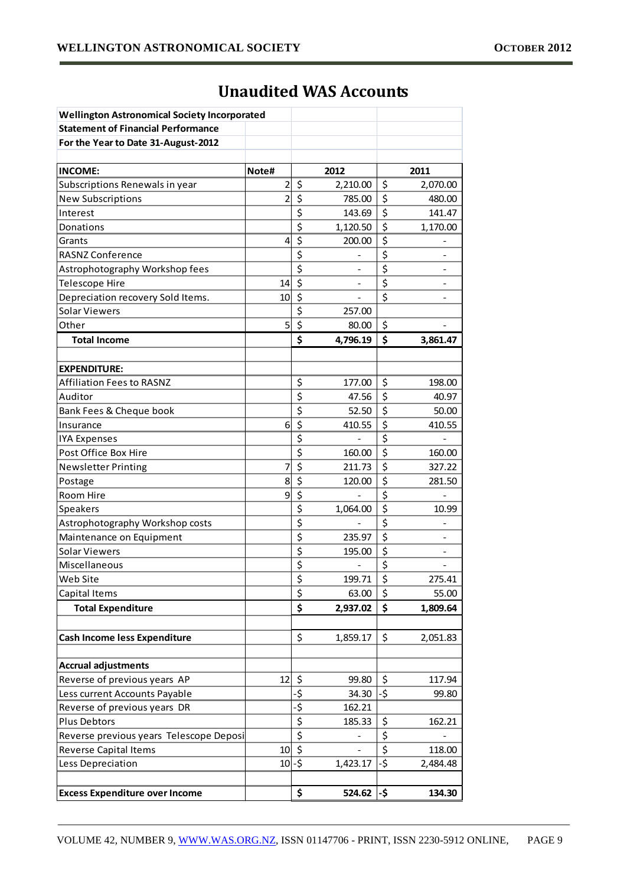# Unaudited WAS Accounts

| Wellington Astronomical Society Incorporated | | | |
|---|---|---|---|
| **Statement of Financial Performance** | | | |
| **For the Year to Date 31-August-2012** | | | |
| | | | |
| **INCOME:** | **Note#** | **2012** | **2011** |
| Subscriptions Renewals in year | 2 | $ 2,210.00 | $ 2,070.00 |
| New Subscriptions | 2 | $ 785.00 | $ 480.00 |
| Interest | | $ 143.69 | $ 141.47 |
| Donations | | $ 1,120.50 | $ 1,170.00 |
| Grants | 4 | $ 200.00 | $ - |
| RASNZ Conference | | $ - | $ - |
| Astrophotography Workshop fees | | $ - | $ - |
| Telescope Hire | 14 | $ - | $ - |
| Depreciation recovery Sold Items. | 10 | $ - | $ - |
| Solar Viewers | | $ 257.00 | |
| Other | 5 | $ 80.00 | $ - |
| **Total Income** | | **$ 4,796.19** | **$ 3,861.47** |
| | | | |
| **EXPENDITURE:** | | | |
| Affiliation Fees to RASNZ | | $ 177.00 | $ 198.00 |
| Auditor | | $ 47.56 | $ 40.97 |
| Bank Fees & Cheque book | | $ 52.50 | $ 50.00 |
| Insurance | 6 | $ 410.55 | $ 410.55 |
| IYA Expenses | | $ - | $ - |
| Post Office Box Hire | | $ 160.00 | $ 160.00 |
| Newsletter Printing | 7 | $ 211.73 | $ 327.22 |
| Postage | 8 | $ 120.00 | $ 281.50 |
| Room Hire | 9 | $ - | $ - |
| Speakers | | $ 1,064.00 | $ 10.99 |
| Astrophotography Workshop costs | | $ - | $ - |
| Maintenance on Equipment | | $ 235.97 | $ - |
| Solar Viewers | | $ 195.00 | $ - |
| Miscellaneous | | $ - | $ - |
| Web Site | | $ 199.71 | $ 275.41 |
| Capital Items | | $ 63.00 | $ 55.00 |
| **Total Expenditure** | | **$ 2,937.02** | **$ 1,809.64** |
| | | | |
| **Cash Income less Expenditure** | | $ 1,859.17 | $ 2,051.83 |
| | | | |
| **Accrual adjustments** | | | |
| Reverse of previous years AP | 12 | $ 99.80 | $ 117.94 |
| Less current Accounts Payable | | -$ 34.30 | -$ 99.80 |
| Reverse of previous years DR | | -$ 162.21 | |
| Plus Debtors | | $ 185.33 | $ 162.21 |
| Reverse previous years Telescope Deposi | | $ - | $ - |
| Reverse Capital Items | 10 | $ - | $ 118.00 |
| Less Depreciation | 10 | -$ 1,423.17 | -$ 2,484.48 |
| | | | |
| **Excess Expenditure over Income** | | **$ 524.62** | **-$ 134.30** |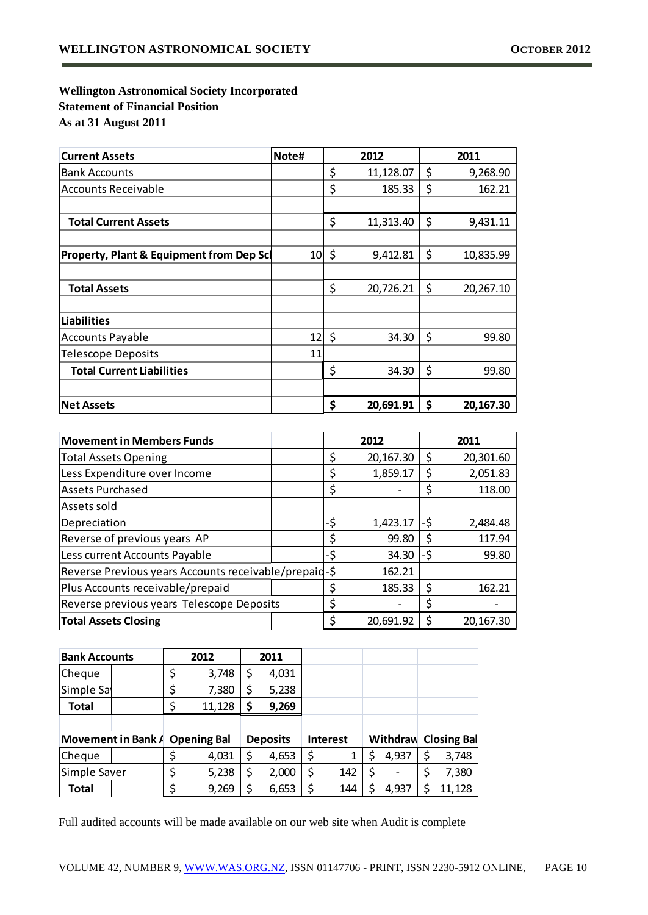**Wellington Astronomical Society Incorporated**
**Statement of Financial Position**
**As at 31 August 2011**

| **Current Assets** | **Note#** | **2012** | **2011** |
|---|---|---|---|
| Bank Accounts | | $ 11,128.07 | $ 9,268.90 |
| Accounts Receivable | | $ 185.33 | $ 162.21 |
| | | | |
| **Total Current Assets** | | $ 11,313.40 | $ 9,431.11 |
| | | | |
| **Property, Plant & Equipment from Dep Scl** | 10 | $ 9,412.81 | $ 10,835.99 |
| | | | |
| **Total Assets** | | $ 20,726.21 | $ 20,267.10 |
| | | | |
| **Liabilities** | | | |
| Accounts Payable | 12 | $ 34.30 | $ 99.80 |
| Telescope Deposits | 11 | | |
| **Total Current Liabilities** | | $ 34.30 | $ 99.80 |
| | | | |
| **Net Assets** | | **$ 20,691.91** | **$ 20,167.30** |

| **Movement in Members Funds** | | **2012** | **2011** |
|---|---|---|---|
| Total Assets Opening | | $ 20,167.30 | $ 20,301.60 |
| Less Expenditure over Income | | $ 1,859.17 | $ 2,051.83 |
| Assets Purchased | | $ - | $ 118.00 |
| Assets sold | | | |
| Depreciation | | -$ 1,423.17 | -$ 2,484.48 |
| Reverse of previous years AP | | $ 99.80 | $ 117.94 |
| Less current Accounts Payable | | -$ 34.30 | -$ 99.80 |
| Reverse Previous years Accounts receivable/prepaid | | -$ 162.21 | |
| Plus Accounts receivable/prepaid | | $ 185.33 | $ 162.21 |
| Reverse previous years Telescope Deposits | | $ - | $ - |
| **Total Assets Closing** | | $ 20,691.92 | $ 20,167.30 |

| **Bank Accounts** | **2012** | **2011** |
|---|---|---|
| Cheque | $ 3,748 | $ 4,031 |
| Simple Sa | $ 7,380 | $ 5,238 |
| **Total** | $ 11,128 | **$ 9,269** |

| **Movement in Bank A** | **Opening Bal** | **Deposits** | **Interest** | **Withdraw** | **Closing Bal** |
|---|---|---|---|---|---|
| Cheque | $ 4,031 | $ 4,653 | $ 1 | $ 4,937 | $ 3,748 |
| Simple Saver | $ 5,238 | $ 2,000 | $ 142 | $ - | $ 7,380 |
| **Total** | $ 9,269 | $ 6,653 | $ 144 | $ 4,937 | $ 11,128 |

Full audited accounts will be made available on our web site when Audit is complete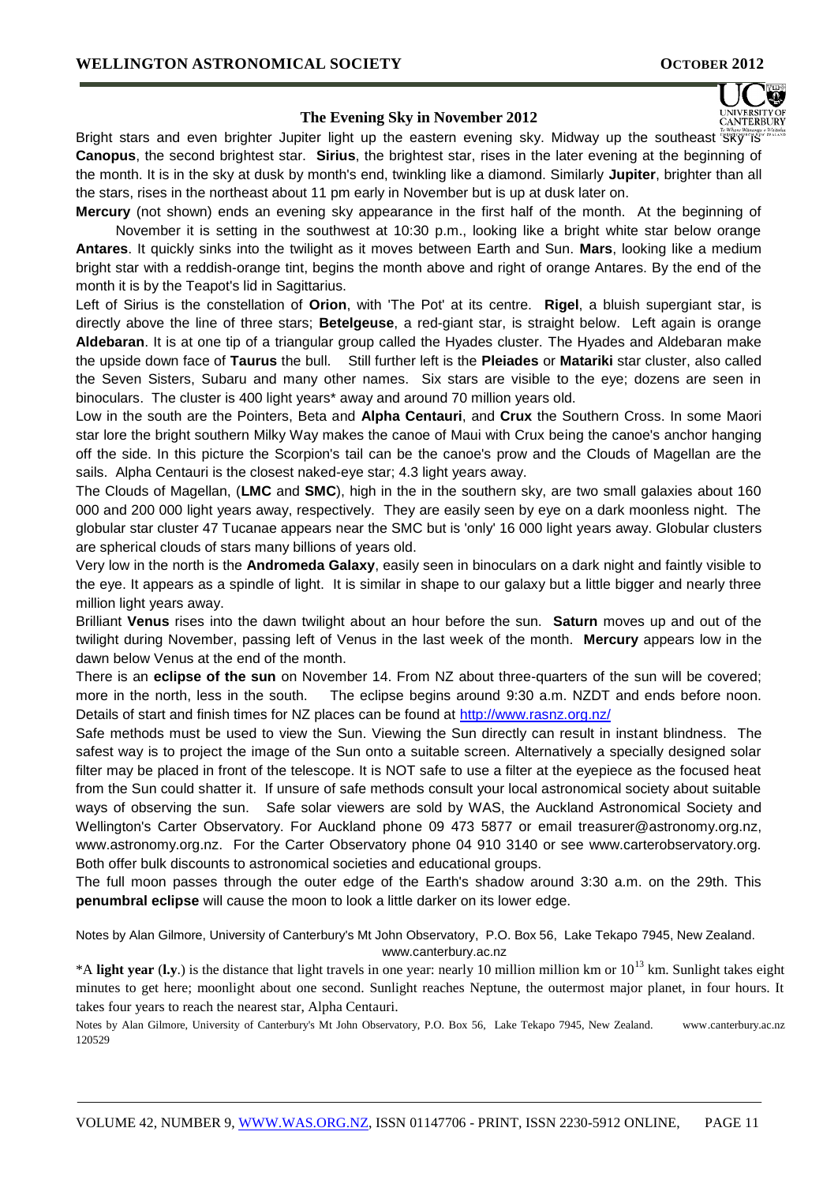## The Evening Sky in November 2012

Bright stars and even brighter Jupiter light up the eastern evening sky. Midway up the southeast sky is **Canopus**, the second brightest star. **Sirius**, the brightest star, rises in the later evening at the beginning of the month. It is in the sky at dusk by month's end, twinkling like a diamond. Similarly **Jupiter**, brighter than all the stars, rises in the northeast about 11 pm early in November but is up at dusk later on.

**Mercury** (not shown) ends an evening sky appearance in the first half of the month. At the beginning of November it is setting in the southwest at 10:30 p.m., looking like a bright white star below orange **Antares**. It quickly sinks into the twilight as it moves between Earth and Sun. **Mars**, looking like a medium bright star with a reddish-orange tint, begins the month above and right of orange Antares. By the end of the month it is by the Teapot's lid in Sagittarius.

Left of Sirius is the constellation of **Orion**, with 'The Pot' at its centre. **Rigel**, a bluish supergiant star, is directly above the line of three stars; **Betelgeuse**, a red-giant star, is straight below. Left again is orange **Aldebaran**. It is at one tip of a triangular group called the Hyades cluster. The Hyades and Aldebaran make the upside down face of **Taurus** the bull. Still further left is the **Pleiades** or **Matariki** star cluster, also called the Seven Sisters, Subaru and many other names. Six stars are visible to the eye; dozens are seen in binoculars. The cluster is 400 light years* away and around 70 million years old.

Low in the south are the Pointers, Beta and **Alpha Centauri**, and **Crux** the Southern Cross. In some Maori star lore the bright southern Milky Way makes the canoe of Maui with Crux being the canoe's anchor hanging off the side. In this picture the Scorpion's tail can be the canoe's prow and the Clouds of Magellan are the sails. Alpha Centauri is the closest naked-eye star; 4.3 light years away.

The Clouds of Magellan, (**LMC** and **SMC**), high in the in the southern sky, are two small galaxies about 160 000 and 200 000 light years away, respectively. They are easily seen by eye on a dark moonless night. The globular star cluster 47 Tucanae appears near the SMC but is 'only' 16 000 light years away. Globular clusters are spherical clouds of stars many billions of years old.

Very low in the north is the **Andromeda Galaxy**, easily seen in binoculars on a dark night and faintly visible to the eye. It appears as a spindle of light. It is similar in shape to our galaxy but a little bigger and nearly three million light years away.

Brilliant **Venus** rises into the dawn twilight about an hour before the sun. **Saturn** moves up and out of the twilight during November, passing left of Venus in the last week of the month. **Mercury** appears low in the dawn below Venus at the end of the month.

There is an **eclipse of the sun** on November 14. From NZ about three-quarters of the sun will be covered; more in the north, less in the south. The eclipse begins around 9:30 a.m. NZDT and ends before noon. Details of start and finish times for NZ places can be found at http://www.rasnz.org.nz/

Safe methods must be used to view the Sun. Viewing the Sun directly can result in instant blindness. The safest way is to project the image of the Sun onto a suitable screen. Alternatively a specially designed solar filter may be placed in front of the telescope. It is NOT safe to use a filter at the eyepiece as the focused heat from the Sun could shatter it. If unsure of safe methods consult your local astronomical society about suitable ways of observing the sun. Safe solar viewers are sold by WAS, the Auckland Astronomical Society and Wellington's Carter Observatory. For Auckland phone 09 473 5877 or email treasurer@astronomy.org.nz, www.astronomy.org.nz. For the Carter Observatory phone 04 910 3140 or see www.carterobservatory.org. Both offer bulk discounts to astronomical societies and educational groups.

The full moon passes through the outer edge of the Earth's shadow around 3:30 a.m. on the 29th. This **penumbral eclipse** will cause the moon to look a little darker on its lower edge.

Notes by Alan Gilmore, University of Canterbury's Mt John Observatory, P.O. Box 56, Lake Tekapo 7945, New Zealand. www.canterbury.ac.nz

*A **light year** (**l.y**.) is the distance that light travels in one year: nearly 10 million million km or $10^{13}$ km. Sunlight takes eight minutes to get here; moonlight about one second. Sunlight reaches Neptune, the outermost major planet, in four hours. It takes four years to reach the nearest star, Alpha Centauri.

Notes by Alan Gilmore, University of Canterbury's Mt John Observatory, P.O. Box 56, Lake Tekapo 7945, New Zealand. www.canterbury.ac.nz
120529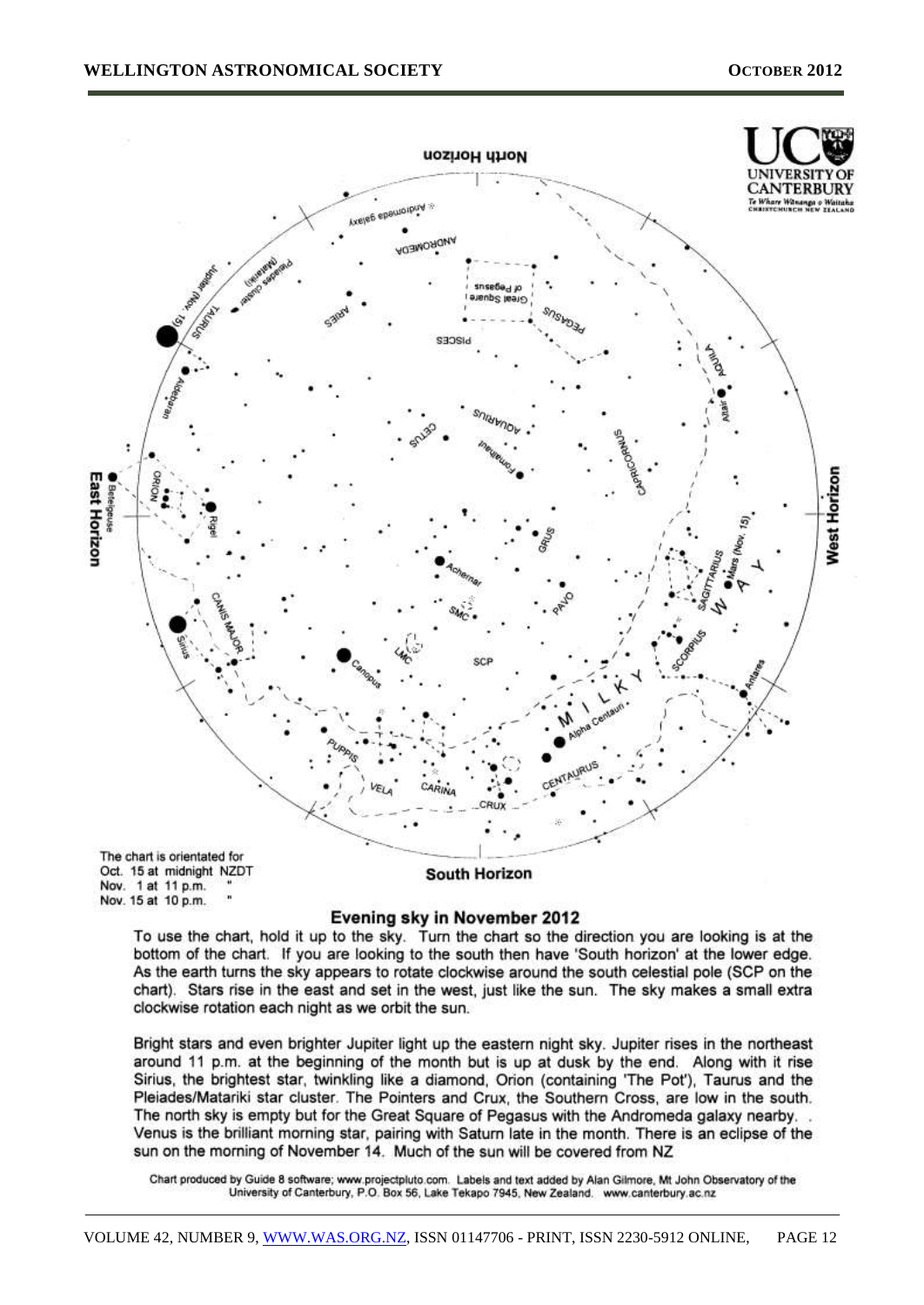North Horizon

East Horizon

West Horizon

South Horizon

UNIVERSITY OF CANTERBURY
Te Whare Wānanga o Waitaha
CHRISTCHURCH NEW ZEALAND

Andromeda galaxy
ANDROMEDA
Great Square of Pegasus
PEGASUS
PISCES
ARIES
Pleiades cluster (Matariki)
Jupiter (Nov. 15)
TAURUS
Aldebaran
AQUILA
Altair
AQUARIUS
CETUS
Fomalhaut
CAPRICORNUS
ORION
Betelgeuse
Rigel
GRUS
Achernar
SMC
PAVO
Mars (Nov. 15)
SAGITTARIUS
W A Y
CANIS MAJOR
Sirius
Canopus
LMC
SCP
SCORPIUS
Antares
M I L K Y
Alpha Centauri
PUPPIS
VELA
CARINA
CRUX
CENTAURUS

The chart is orientated for
Oct. 15 at midnight NZDT
Nov. 1 at 11 p.m. "
Nov. 15 at 10 p.m. "

## Evening sky in November 2012

To use the chart, hold it up to the sky. Turn the chart so the direction you are looking is at the bottom of the chart. If you are looking to the south then have 'South horizon' at the lower edge. As the earth turns the sky appears to rotate clockwise around the south celestial pole (SCP on the chart). Stars rise in the east and set in the west, just like the sun. The sky makes a small extra clockwise rotation each night as we orbit the sun.

Bright stars and even brighter Jupiter light up the eastern night sky. Jupiter rises in the northeast around 11 p.m. at the beginning of the month but is up at dusk by the end. Along with it rise Sirius, the brightest star, twinkling like a diamond, Orion (containing 'The Pot'), Taurus and the Pleiades/Matariki star cluster. The Pointers and Crux, the Southern Cross, are low in the south. The north sky is empty but for the Great Square of Pegasus with the Andromeda galaxy nearby. . Venus is the brilliant morning star, pairing with Saturn late in the month. There is an eclipse of the sun on the morning of November 14. Much of the sun will be covered from NZ

Chart produced by Guide 8 software; www.projectpluto.com. Labels and text added by Alan Gilmore, Mt John Observatory of the University of Canterbury, P.O. Box 56, Lake Tekapo 7945, New Zealand. www.canterbury.ac.nz